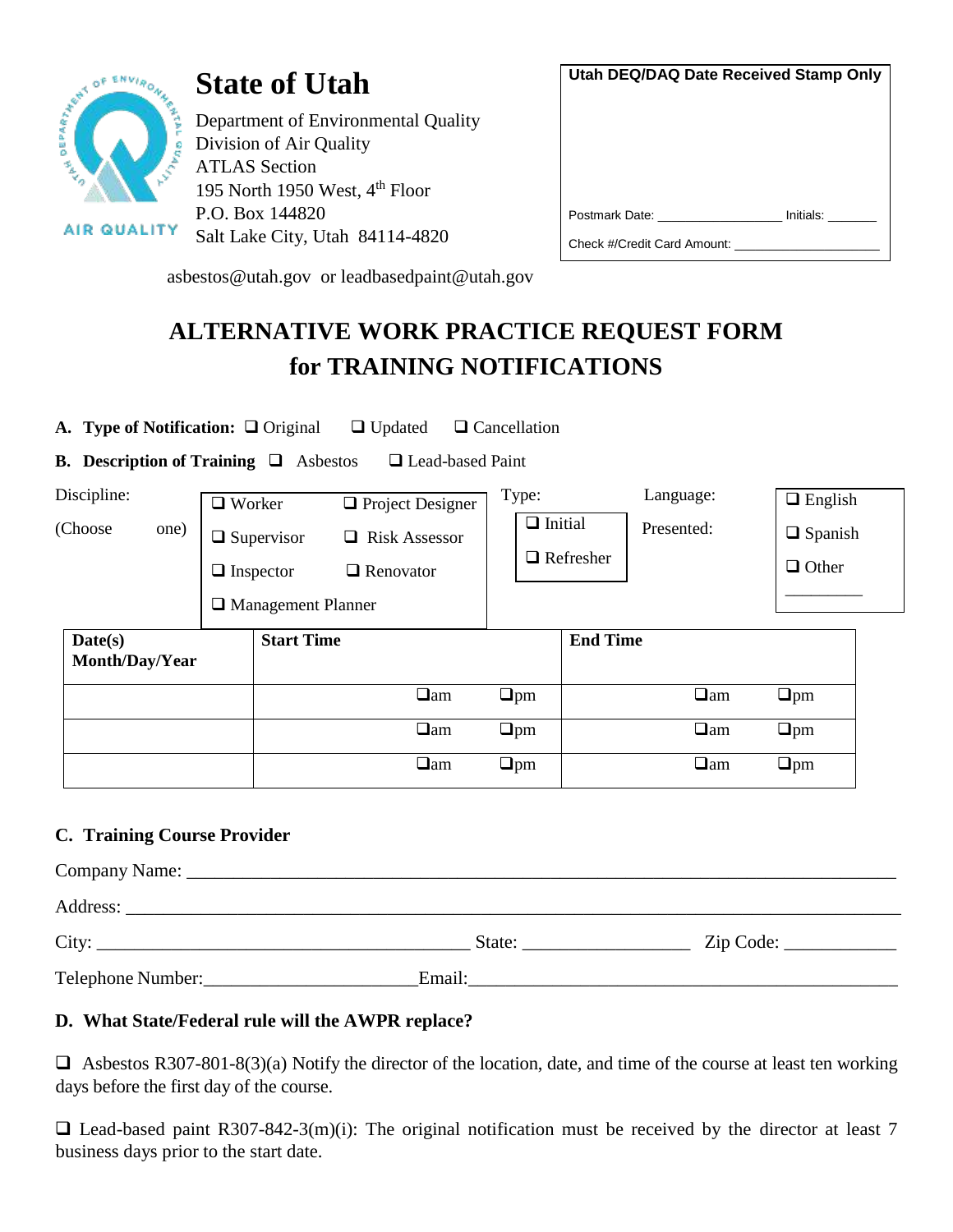# State of Utah

Department of Environmental Quality
Division of Air Quality
ATLAS Section
195 North 1950 West, 4th Floor
P.O. Box 144820
Salt Lake City, Utah 84114-4820

AIR QUALITY

asbestos@utah.gov or leadbasedpaint@utah.gov

**Utah DEQ/DAQ Date Received Stamp Only**

Postmark Date: ________________ Initials: _______

Check #/Credit Card Amount: ____________________

## ALTERNATIVE WORK PRACTICE REQUEST FORM for TRAINING NOTIFICATIONS

**A. Type of Notification:** ❑ Original ❑ Updated ❑ Cancellation

**B. Description of Training** ❑ Asbestos ❑ Lead-based Paint

Discipline: (Choose one)

❑ Worker ❑ Project Designer
❑ Supervisor ❑ Risk Assessor
❑ Inspector ❑ Renovator
❑ Management Planner

Type:
❑ Initial
❑ Refresher

Language: Presented:
❑ English
❑ Spanish
❑ Other _________

| Date(s) Month/Day/Year | Start Time | End Time |
|---|---|---|
| | ❑am ❑pm | ❑am ❑pm |
| | ❑am ❑pm | ❑am ❑pm |
| | ❑am ❑pm | ❑am ❑pm |

**C. Training Course Provider**

Company Name: ______________________________________________________________________

Address: ____________________________________________________________________________

City: ________________________________________ State: __________________ Zip Code: ____________

Telephone Number:______________________Email:_____________________________________________

**D. What State/Federal rule will the AWPR replace?**

❑ Asbestos R307-801-8(3)(a) Notify the director of the location, date, and time of the course at least ten working days before the first day of the course.

❑ Lead-based paint R307-842-3(m)(i): The original notification must be received by the director at least 7 business days prior to the start date.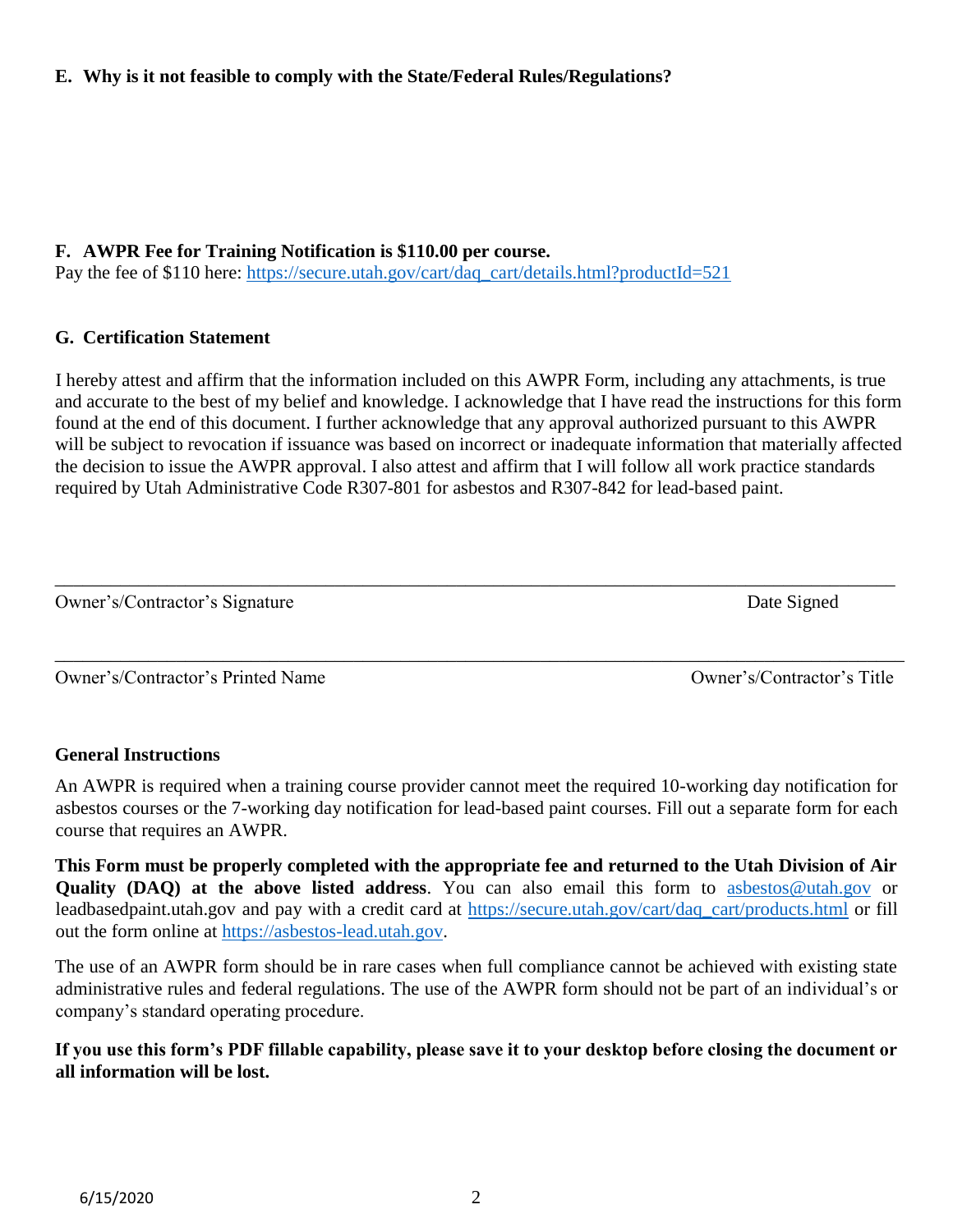**E. Why is it not feasible to comply with the State/Federal Rules/Regulations?**

**F. AWPR Fee for Training Notification is $110.00 per course.**

Pay the fee of $110 here: https://secure.utah.gov/cart/daq_cart/details.html?productId=521

**G. Certification Statement**

I hereby attest and affirm that the information included on this AWPR Form, including any attachments, is true and accurate to the best of my belief and knowledge. I acknowledge that I have read the instructions for this form found at the end of this document. I further acknowledge that any approval authorized pursuant to this AWPR will be subject to revocation if issuance was based on incorrect or inadequate information that materially affected the decision to issue the AWPR approval. I also attest and affirm that I will follow all work practice standards required by Utah Administrative Code R307-801 for asbestos and R307-842 for lead-based paint.

\_\_\_\_\_\_\_\_\_\_\_\_\_\_\_\_\_\_\_\_\_\_\_\_\_\_\_\_\_\_\_\_\_\_\_\_\_\_\_\_\_\_\_\_\_\_\_\_\_\_\_\_\_\_\_\_\_\_\_\_\_\_\_\_\_\_\_\_\_\_\_\_\_\_\_\_\_\_\_\_

Owner's/Contractor's Signature Date Signed

\_\_\_\_\_\_\_\_\_\_\_\_\_\_\_\_\_\_\_\_\_\_\_\_\_\_\_\_\_\_\_\_\_\_\_\_\_\_\_\_\_\_\_\_\_\_\_\_\_\_\_\_\_\_\_\_\_\_\_\_\_\_\_\_\_\_\_\_\_\_\_\_\_\_\_\_\_\_\_\_

Owner's/Contractor's Printed Name Owner's/Contractor's Title

**General Instructions**

An AWPR is required when a training course provider cannot meet the required 10-working day notification for asbestos courses or the 7-working day notification for lead-based paint courses. Fill out a separate form for each course that requires an AWPR.

**This Form must be properly completed with the appropriate fee and returned to the Utah Division of Air Quality (DAQ) at the above listed address**. You can also email this form to asbestos@utah.gov or leadbasedpaint.utah.gov and pay with a credit card at https://secure.utah.gov/cart/daq_cart/products.html or fill out the form online at https://asbestos-lead.utah.gov.

The use of an AWPR form should be in rare cases when full compliance cannot be achieved with existing state administrative rules and federal regulations. The use of the AWPR form should not be part of an individual's or company's standard operating procedure.

**If you use this form's PDF fillable capability, please save it to your desktop before closing the document or all information will be lost.**

6/15/2020